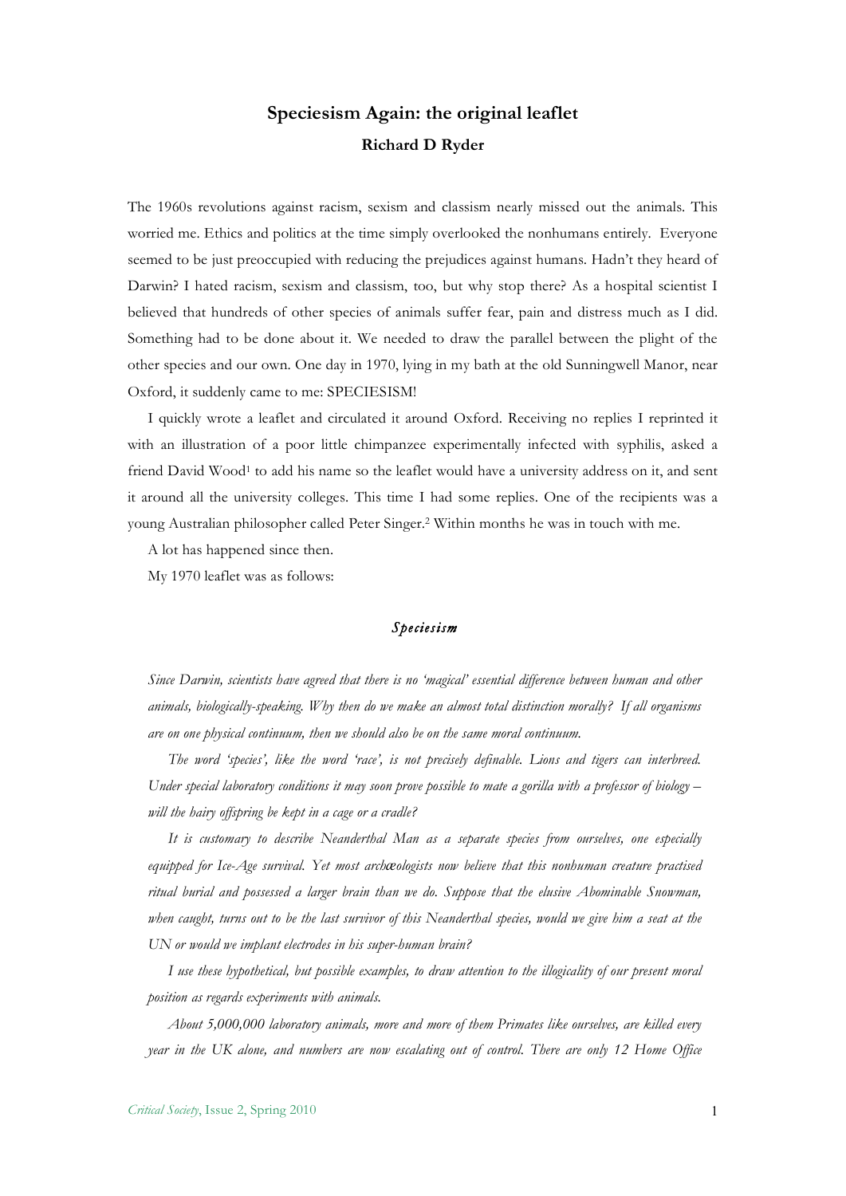# Speciesism Again: the original leaflet

**Richard D Ryder**

The 1960s revolutions against racism, sexism and classism nearly missed out the animals. This worried me. Ethics and politics at the time simply overlooked the nonhumans entirely. Everyone seemed to be just preoccupied with reducing the prejudices against humans. Hadn't they heard of Darwin? I hated racism, sexism and classism, too, but why stop there? As a hospital scientist I believed that hundreds of other species of animals suffer fear, pain and distress much as I did. Something had to be done about it. We needed to draw the parallel between the plight of the other species and our own. One day in 1970, lying in my bath at the old Sunningwell Manor, near Oxford, it suddenly came to me: SPECIESISM!

I quickly wrote a leaflet and circulated it around Oxford. Receiving no replies I reprinted it with an illustration of a poor little chimpanzee experimentally infected with syphilis, asked a friend David Wood[1] to add his name so the leaflet would have a university address on it, and sent it around all the university colleges. This time I had some replies. One of the recipients was a young Australian philosopher called Peter Singer.[2] Within months he was in touch with me.

A lot has happened since then.

My 1970 leaflet was as follows:

## *Speciesism*

*Since Darwin, scientists have agreed that there is no 'magical' essential difference between human and other animals, biologically-speaking. Why then do we make an almost total distinction morally? If all organisms are on one physical continuum, then we should also be on the same moral continuum.*

*The word 'species', like the word 'race', is not precisely definable. Lions and tigers can interbreed. Under special laboratory conditions it may soon prove possible to mate a gorilla with a professor of biology – will the hairy offspring be kept in a cage or a cradle?*

*It is customary to describe Neanderthal Man as a separate species from ourselves, one especially equipped for Ice-Age survival. Yet most archæologists now believe that this nonhuman creature practised ritual burial and possessed a larger brain than we do. Suppose that the elusive Abominable Snowman, when caught, turns out to be the last survivor of this Neanderthal species, would we give him a seat at the UN or would we implant electrodes in his super-human brain?*

*I use these hypothetical, but possible examples, to draw attention to the illogicality of our present moral position as regards experiments with animals.*

*About 5,000,000 laboratory animals, more and more of them Primates like ourselves, are killed every year in the UK alone, and numbers are now escalating out of control. There are only 12 Home Office*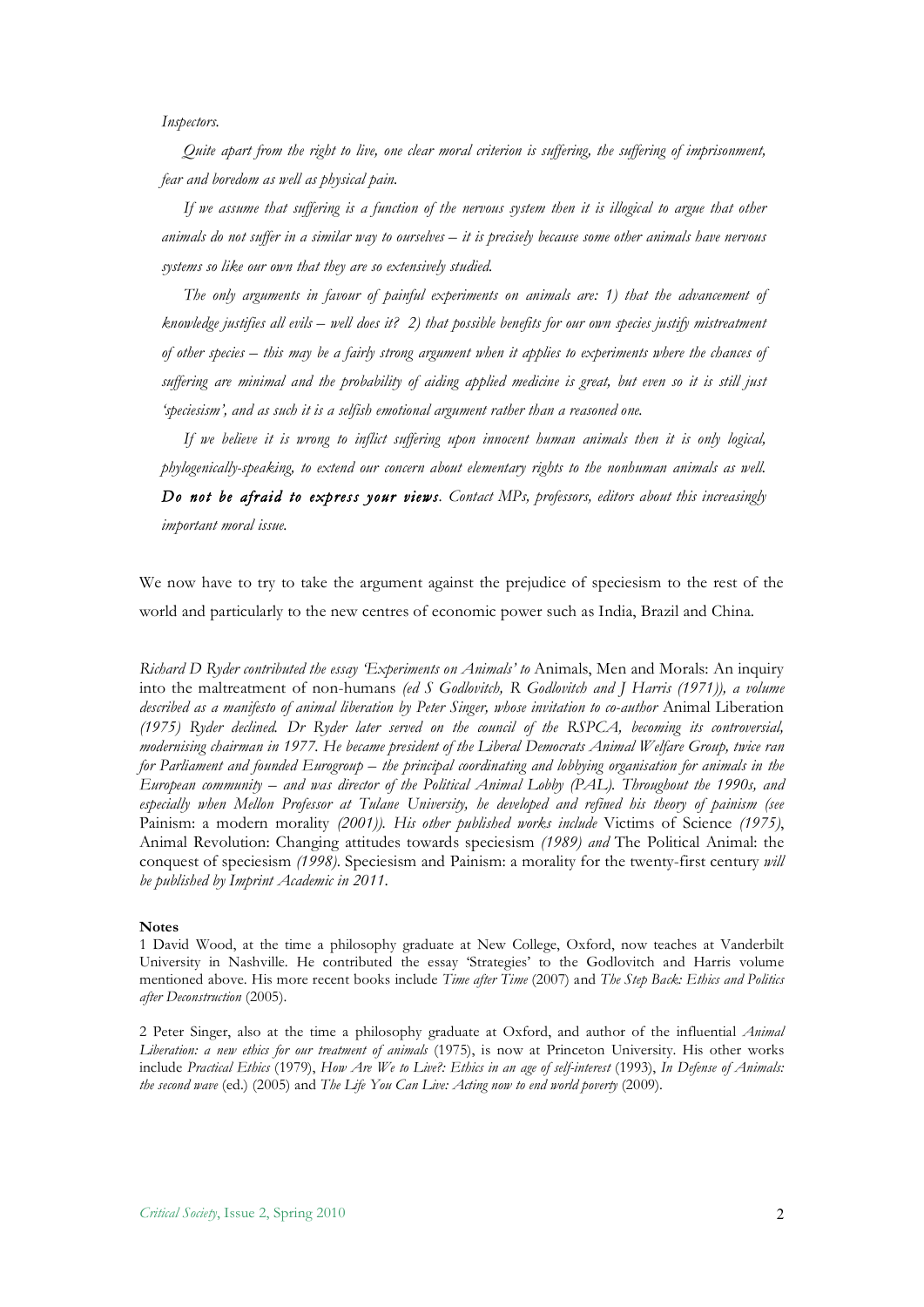*Inspectors.*

*Quite apart from the right to live, one clear moral criterion is suffering, the suffering of imprisonment, fear and boredom as well as physical pain.*

*If we assume that suffering is a function of the nervous system then it is illogical to argue that other animals do not suffer in a similar way to ourselves – it is precisely because some other animals have nervous systems so like our own that they are so extensively studied.*

*The only arguments in favour of painful experiments on animals are: 1) that the advancement of knowledge justifies all evils – well does it? 2) that possible benefits for our own species justify mistreatment of other species – this may be a fairly strong argument when it applies to experiments where the chances of suffering are minimal and the probability of aiding applied medicine is great, but even so it is still just 'speciesism', and as such it is a selfish emotional argument rather than a reasoned one.*

*If we believe it is wrong to inflict suffering upon innocent human animals then it is only logical, phylogenically-speaking, to extend our concern about elementary rights to the nonhuman animals as well.* ***Do not be afraid to express your views****. Contact MPs, professors, editors about this increasingly important moral issue.*

We now have to try to take the argument against the prejudice of speciesism to the rest of the world and particularly to the new centres of economic power such as India, Brazil and China.

*Richard D Ryder contributed the essay 'Experiments on Animals' to* Animals, Men and Morals: An inquiry into the maltreatment of non-humans *(ed S Godlovitch, R Godlovitch and J Harris (1971)), a volume described as a manifesto of animal liberation by Peter Singer, whose invitation to co-author* Animal Liberation *(1975) Ryder declined. Dr Ryder later served on the council of the RSPCA, becoming its controversial, modernising chairman in 1977. He became president of the Liberal Democrats Animal Welfare Group, twice ran for Parliament and founded Eurogroup – the principal coordinating and lobbying organisation for animals in the European community – and was director of the Political Animal Lobby (PAL). Throughout the 1990s, and especially when Mellon Professor at Tulane University, he developed and refined his theory of painism (see* Painism: a modern morality *(2001)). His other published works include* Victims of Science *(1975)*, Animal Revolution: Changing attitudes towards speciesism *(1989) and* The Political Animal: the conquest of speciesism *(1998)*. Speciesism and Painism: a morality for the twenty-first century *will be published by Imprint Academic in 2011.*

**Notes**

1 David Wood, at the time a philosophy graduate at New College, Oxford, now teaches at Vanderbilt University in Nashville. He contributed the essay 'Strategies' to the Godlovitch and Harris volume mentioned above. His more recent books include *Time after Time* (2007) and *The Step Back: Ethics and Politics after Deconstruction* (2005).

2 Peter Singer, also at the time a philosophy graduate at Oxford, and author of the influential *Animal Liberation: a new ethics for our treatment of animals* (1975), is now at Princeton University. His other works include *Practical Ethics* (1979), *How Are We to Live?: Ethics in an age of self-interest* (1993), *In Defense of Animals: the second wave* (ed.) (2005) and *The Life You Can Live: Acting now to end world poverty* (2009).